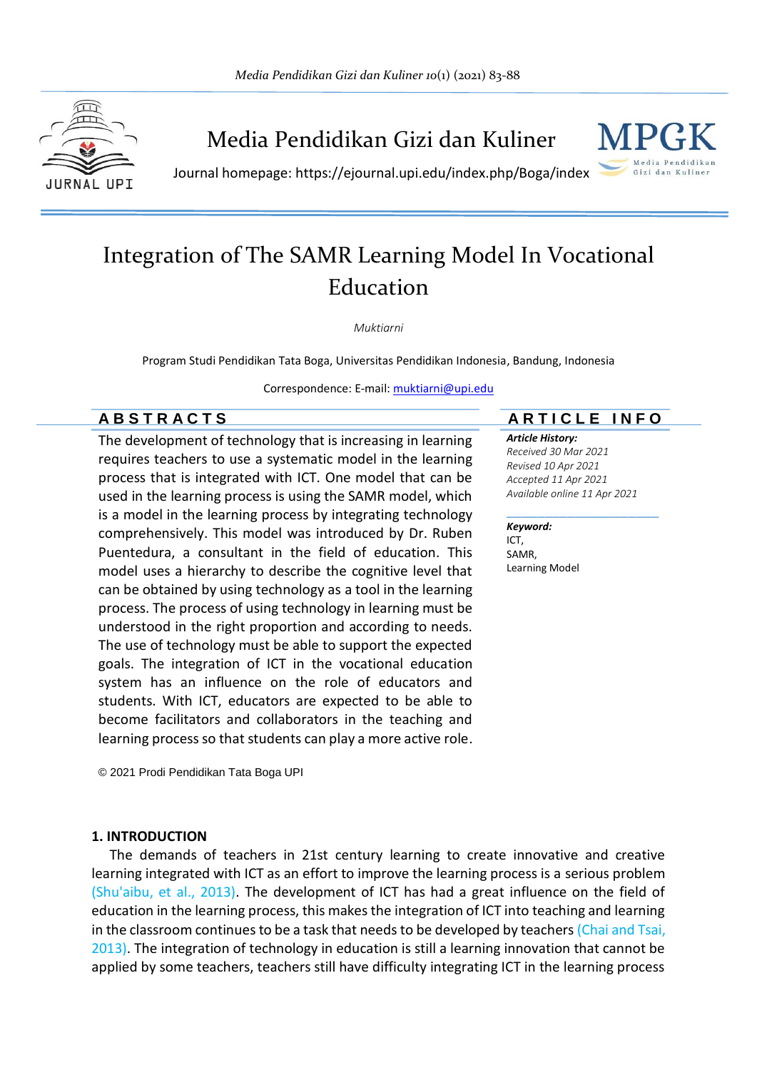# Media Pendidikan Gizi dan Kuliner

Journal homepage: https://ejournal.upi.edu/index.php/Boga/index

# Integration of The SAMR Learning Model In Vocational Education

*Muktiarni*

Program Studi Pendidikan Tata Boga, Universitas Pendidikan Indonesia, Bandung, Indonesia

Correspondence: E-mail: muktiarni@upi.edu

## ABSTRACTS

The development of technology that is increasing in learning requires teachers to use a systematic model in the learning process that is integrated with ICT. One model that can be used in the learning process is using the SAMR model, which is a model in the learning process by integrating technology comprehensively. This model was introduced by Dr. Ruben Puentedura, a consultant in the field of education. This model uses a hierarchy to describe the cognitive level that can be obtained by using technology as a tool in the learning process. The process of using technology in learning must be understood in the right proportion and according to needs. The use of technology must be able to support the expected goals. The integration of ICT in the vocational education system has an influence on the role of educators and students. With ICT, educators are expected to be able to become facilitators and collaborators in the teaching and learning process so that students can play a more active role.

© 2021 Prodi Pendidikan Tata Boga UPI

## ARTICLE INFO

***Article History:***
*Received 30 Mar 2021*
*Revised 10 Apr 2021*
*Accepted 11 Apr 2021*
*Available online 11 Apr 2021*

***Keyword:***
ICT,
SAMR,
Learning Model

## 1. INTRODUCTION

The demands of teachers in 21st century learning to create innovative and creative learning integrated with ICT as an effort to improve the learning process is a serious problem (Shu'aibu, et al., 2013). The development of ICT has had a great influence on the field of education in the learning process, this makes the integration of ICT into teaching and learning in the classroom continues to be a task that needs to be developed by teachers (Chai and Tsai, 2013). The integration of technology in education is still a learning innovation that cannot be applied by some teachers, teachers still have difficulty integrating ICT in the learning process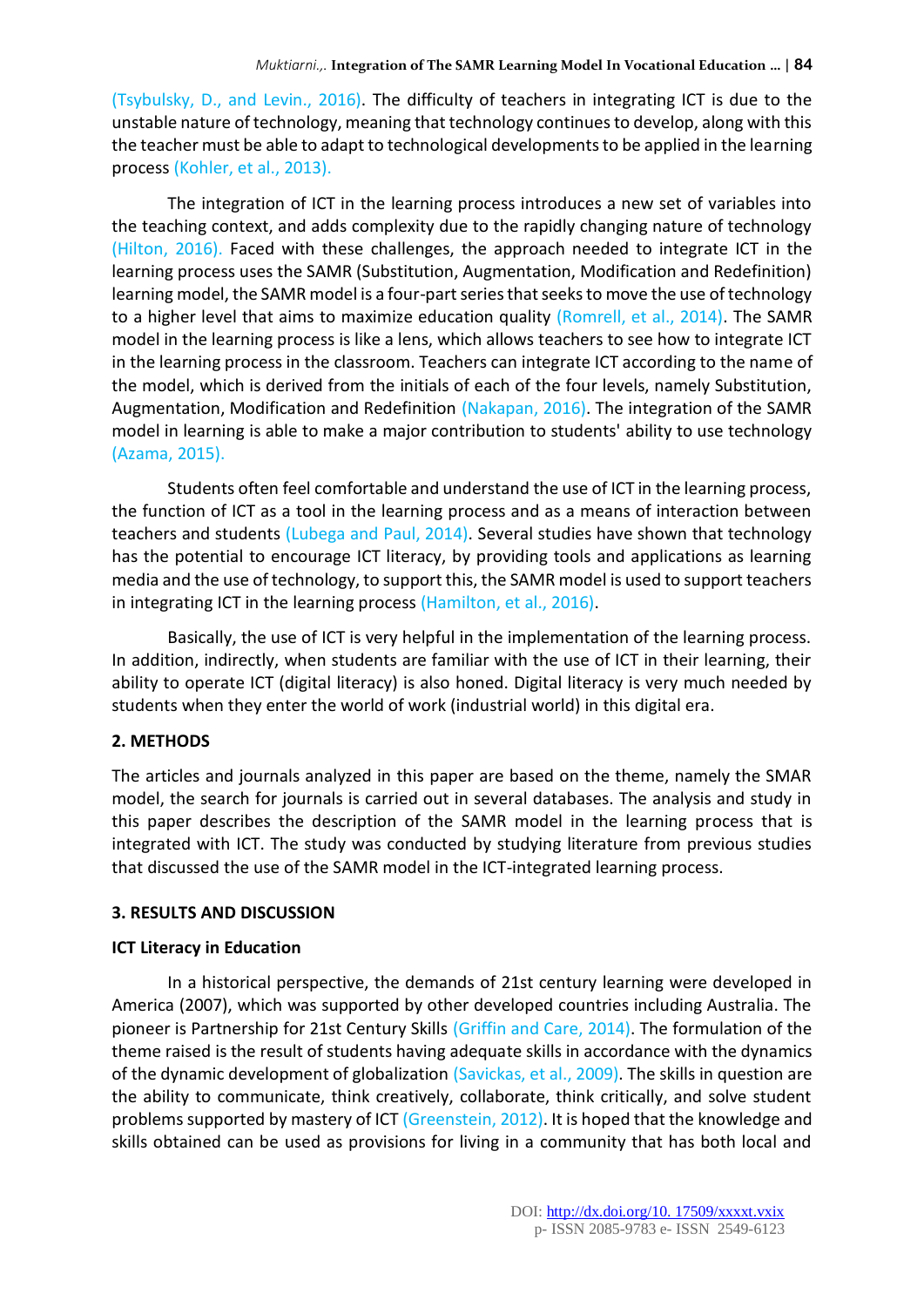(Tsybulsky, D., and Levin., 2016). The difficulty of teachers in integrating ICT is due to the unstable nature of technology, meaning that technology continues to develop, along with this the teacher must be able to adapt to technological developments to be applied in the learning process (Kohler, et al., 2013).

The integration of ICT in the learning process introduces a new set of variables into the teaching context, and adds complexity due to the rapidly changing nature of technology (Hilton, 2016). Faced with these challenges, the approach needed to integrate ICT in the learning process uses the SAMR (Substitution, Augmentation, Modification and Redefinition) learning model, the SAMR model is a four-part series that seeks to move the use of technology to a higher level that aims to maximize education quality (Romrell, et al., 2014). The SAMR model in the learning process is like a lens, which allows teachers to see how to integrate ICT in the learning process in the classroom. Teachers can integrate ICT according to the name of the model, which is derived from the initials of each of the four levels, namely Substitution, Augmentation, Modification and Redefinition (Nakapan, 2016). The integration of the SAMR model in learning is able to make a major contribution to students' ability to use technology (Azama, 2015).

Students often feel comfortable and understand the use of ICT in the learning process, the function of ICT as a tool in the learning process and as a means of interaction between teachers and students (Lubega and Paul, 2014). Several studies have shown that technology has the potential to encourage ICT literacy, by providing tools and applications as learning media and the use of technology, to support this, the SAMR model is used to support teachers in integrating ICT in the learning process (Hamilton, et al., 2016).

Basically, the use of ICT is very helpful in the implementation of the learning process. In addition, indirectly, when students are familiar with the use of ICT in their learning, their ability to operate ICT (digital literacy) is also honed. Digital literacy is very much needed by students when they enter the world of work (industrial world) in this digital era.

## 2. METHODS

The articles and journals analyzed in this paper are based on the theme, namely the SMAR model, the search for journals is carried out in several databases. The analysis and study in this paper describes the description of the SAMR model in the learning process that is integrated with ICT. The study was conducted by studying literature from previous studies that discussed the use of the SAMR model in the ICT-integrated learning process.

## 3. RESULTS AND DISCUSSION

### ICT Literacy in Education

In a historical perspective, the demands of 21st century learning were developed in America (2007), which was supported by other developed countries including Australia. The pioneer is Partnership for 21st Century Skills (Griffin and Care, 2014). The formulation of the theme raised is the result of students having adequate skills in accordance with the dynamics of the dynamic development of globalization (Savickas, et al., 2009). The skills in question are the ability to communicate, think creatively, collaborate, think critically, and solve student problems supported by mastery of ICT (Greenstein, 2012). It is hoped that the knowledge and skills obtained can be used as provisions for living in a community that has both local and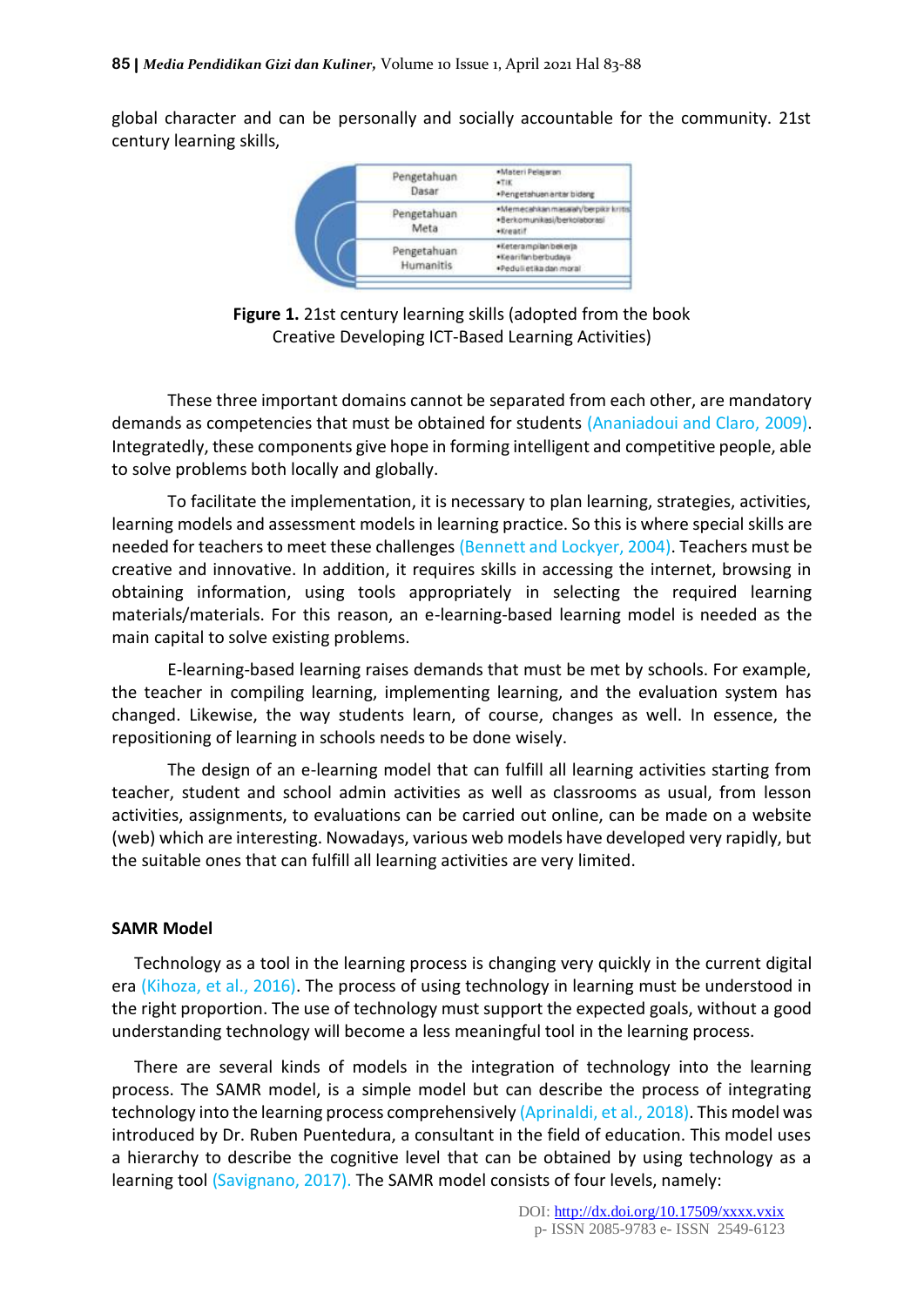global character and can be personally and socially accountable for the community. 21st century learning skills,

| | |
|---|---|
| Pengetahuan Dasar | •Materi Pelajaran<br>•TIK<br>•Pengetahuan antar bidang |
| Pengetahuan Meta | •Memecahkan masalah/berpikir kritis<br>•Berkomunikasi/berkolaborasi<br>•Kreatif |
| Pengetahuan Humanitis | •Keterampilan bekerja<br>•Kearifan berbudaya<br>•Peduli etika dan moral |

**Figure 1.** 21st century learning skills (adopted from the book Creative Developing ICT-Based Learning Activities)

These three important domains cannot be separated from each other, are mandatory demands as competencies that must be obtained for students (Ananiadoui and Claro, 2009). Integratedly, these components give hope in forming intelligent and competitive people, able to solve problems both locally and globally.

To facilitate the implementation, it is necessary to plan learning, strategies, activities, learning models and assessment models in learning practice. So this is where special skills are needed for teachers to meet these challenges (Bennett and Lockyer, 2004). Teachers must be creative and innovative. In addition, it requires skills in accessing the internet, browsing in obtaining information, using tools appropriately in selecting the required learning materials/materials. For this reason, an e-learning-based learning model is needed as the main capital to solve existing problems.

E-learning-based learning raises demands that must be met by schools. For example, the teacher in compiling learning, implementing learning, and the evaluation system has changed. Likewise, the way students learn, of course, changes as well. In essence, the repositioning of learning in schools needs to be done wisely.

The design of an e-learning model that can fulfill all learning activities starting from teacher, student and school admin activities as well as classrooms as usual, from lesson activities, assignments, to evaluations can be carried out online, can be made on a website (web) which are interesting. Nowadays, various web models have developed very rapidly, but the suitable ones that can fulfill all learning activities are very limited.

## SAMR Model

Technology as a tool in the learning process is changing very quickly in the current digital era (Kihoza, et al., 2016). The process of using technology in learning must be understood in the right proportion. The use of technology must support the expected goals, without a good understanding technology will become a less meaningful tool in the learning process.

There are several kinds of models in the integration of technology into the learning process. The SAMR model, is a simple model but can describe the process of integrating technology into the learning process comprehensively (Aprinaldi, et al., 2018). This model was introduced by Dr. Ruben Puentedura, a consultant in the field of education. This model uses a hierarchy to describe the cognitive level that can be obtained by using technology as a learning tool (Savignano, 2017). The SAMR model consists of four levels, namely: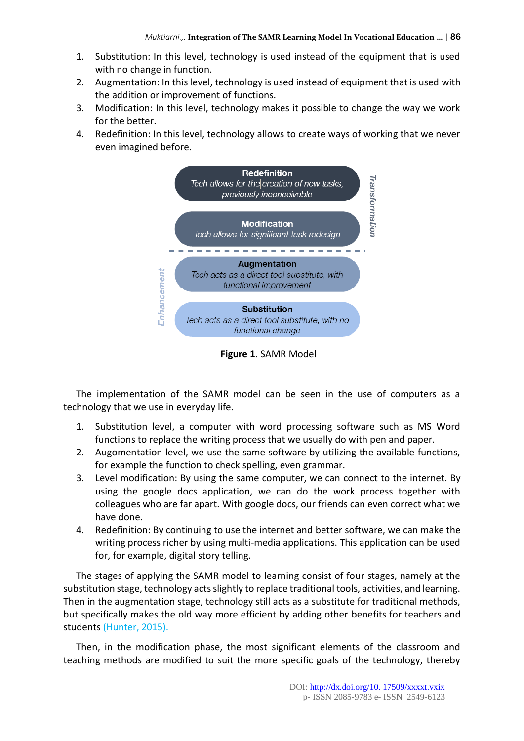1. Substitution: In this level, technology is used instead of the equipment that is used with no change in function.
2. Augmentation: In this level, technology is used instead of equipment that is used with the addition or improvement of functions.
3. Modification: In this level, technology makes it possible to change the way we work for the better.
4. Redefinition: In this level, technology allows to create ways of working that we never even imagined before.

**Redefinition**
*Tech allows for the creation of new tasks, previously inconceivable*

**Modification**
*Tech allows for significant task redesign*

*Transformation*

**Augmentation**
*Tech acts as a direct tool substitute, with functional improvement*

**Substitution**
*Tech acts as a direct tool substitute, with no functional change*

*Enhancement*

**Figure 1**. SAMR Model

The implementation of the SAMR model can be seen in the use of computers as a technology that we use in everyday life.

1. Substitution level, a computer with word processing software such as MS Word functions to replace the writing process that we usually do with pen and paper.
2. Augomentation level, we use the same software by utilizing the available functions, for example the function to check spelling, even grammar.
3. Level modification: By using the same computer, we can connect to the internet. By using the google docs application, we can do the work process together with colleagues who are far apart. With google docs, our friends can even correct what we have done.
4. Redefinition: By continuing to use the internet and better software, we can make the writing process richer by using multi-media applications. This application can be used for, for example, digital story telling.

The stages of applying the SAMR model to learning consist of four stages, namely at the substitution stage, technology acts slightly to replace traditional tools, activities, and learning. Then in the augmentation stage, technology still acts as a substitute for traditional methods, but specifically makes the old way more efficient by adding other benefits for teachers and students (Hunter, 2015).

Then, in the modification phase, the most significant elements of the classroom and teaching methods are modified to suit the more specific goals of the technology, thereby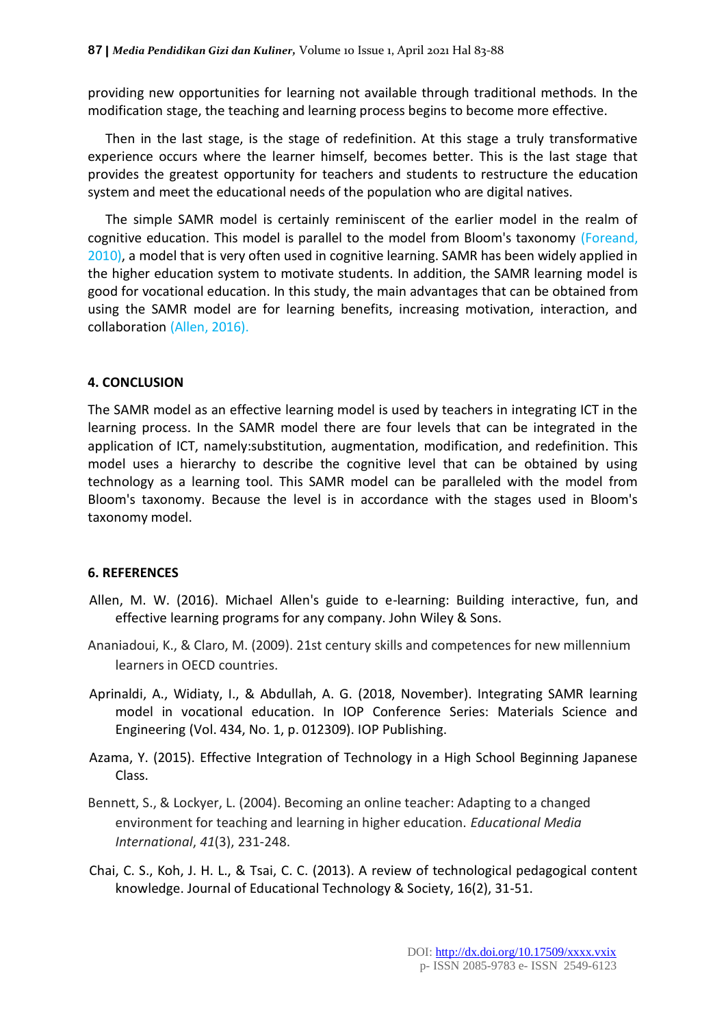providing new opportunities for learning not available through traditional methods. In the modification stage, the teaching and learning process begins to become more effective.

Then in the last stage, is the stage of redefinition. At this stage a truly transformative experience occurs where the learner himself, becomes better. This is the last stage that provides the greatest opportunity for teachers and students to restructure the education system and meet the educational needs of the population who are digital natives.

The simple SAMR model is certainly reminiscent of the earlier model in the realm of cognitive education. This model is parallel to the model from Bloom's taxonomy (Foreand, 2010), a model that is very often used in cognitive learning. SAMR has been widely applied in the higher education system to motivate students. In addition, the SAMR learning model is good for vocational education. In this study, the main advantages that can be obtained from using the SAMR model are for learning benefits, increasing motivation, interaction, and collaboration (Allen, 2016).

## 4. CONCLUSION

The SAMR model as an effective learning model is used by teachers in integrating ICT in the learning process. In the SAMR model there are four levels that can be integrated in the application of ICT, namely:substitution, augmentation, modification, and redefinition. This model uses a hierarchy to describe the cognitive level that can be obtained by using technology as a learning tool. This SAMR model can be paralleled with the model from Bloom's taxonomy. Because the level is in accordance with the stages used in Bloom's taxonomy model.

## 6. REFERENCES

Allen, M. W. (2016). Michael Allen's guide to e-learning: Building interactive, fun, and effective learning programs for any company. John Wiley & Sons.

Ananiadoui, K., & Claro, M. (2009). 21st century skills and competences for new millennium learners in OECD countries.

Aprinaldi, A., Widiaty, I., & Abdullah, A. G. (2018, November). Integrating SAMR learning model in vocational education. In IOP Conference Series: Materials Science and Engineering (Vol. 434, No. 1, p. 012309). IOP Publishing.

Azama, Y. (2015). Effective Integration of Technology in a High School Beginning Japanese Class.

Bennett, S., & Lockyer, L. (2004). Becoming an online teacher: Adapting to a changed environment for teaching and learning in higher education. *Educational Media International*, *41*(3), 231-248.

Chai, C. S., Koh, J. H. L., & Tsai, C. C. (2013). A review of technological pedagogical content knowledge. Journal of Educational Technology & Society, 16(2), 31-51.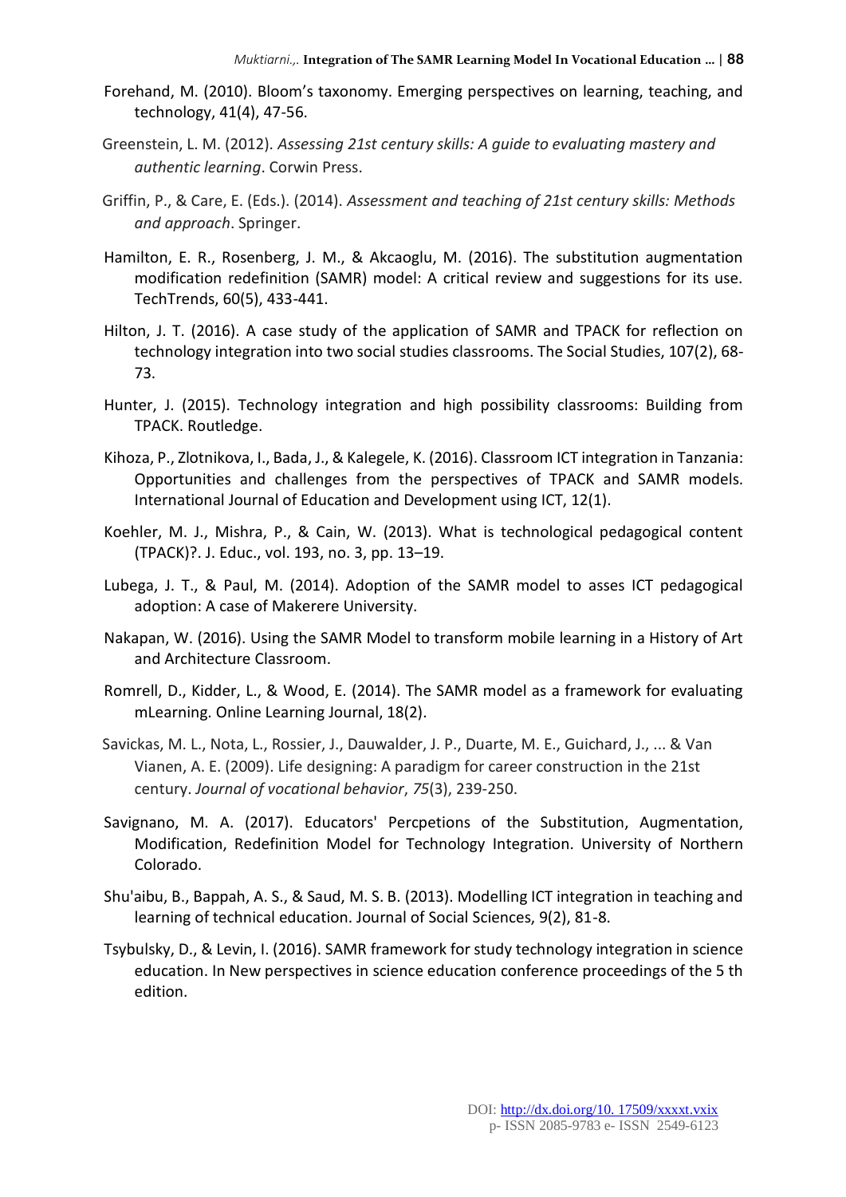Forehand, M. (2010). Bloom's taxonomy. Emerging perspectives on learning, teaching, and technology, 41(4), 47-56.

Greenstein, L. M. (2012). *Assessing 21st century skills: A guide to evaluating mastery and authentic learning*. Corwin Press.

Griffin, P., & Care, E. (Eds.). (2014). *Assessment and teaching of 21st century skills: Methods and approach*. Springer.

Hamilton, E. R., Rosenberg, J. M., & Akcaoglu, M. (2016). The substitution augmentation modification redefinition (SAMR) model: A critical review and suggestions for its use. TechTrends, 60(5), 433-441.

Hilton, J. T. (2016). A case study of the application of SAMR and TPACK for reflection on technology integration into two social studies classrooms. The Social Studies, 107(2), 68-73.

Hunter, J. (2015). Technology integration and high possibility classrooms: Building from TPACK. Routledge.

Kihoza, P., Zlotnikova, I., Bada, J., & Kalegele, K. (2016). Classroom ICT integration in Tanzania: Opportunities and challenges from the perspectives of TPACK and SAMR models. International Journal of Education and Development using ICT, 12(1).

Koehler, M. J., Mishra, P., & Cain, W. (2013). What is technological pedagogical content (TPACK)?. J. Educ., vol. 193, no. 3, pp. 13–19.

Lubega, J. T., & Paul, M. (2014). Adoption of the SAMR model to asses ICT pedagogical adoption: A case of Makerere University.

Nakapan, W. (2016). Using the SAMR Model to transform mobile learning in a History of Art and Architecture Classroom.

Romrell, D., Kidder, L., & Wood, E. (2014). The SAMR model as a framework for evaluating mLearning. Online Learning Journal, 18(2).

Savickas, M. L., Nota, L., Rossier, J., Dauwalder, J. P., Duarte, M. E., Guichard, J., ... & Van Vianen, A. E. (2009). Life designing: A paradigm for career construction in the 21st century. *Journal of vocational behavior*, *75*(3), 239-250.

Savignano, M. A. (2017). Educators' Percpetions of the Substitution, Augmentation, Modification, Redefinition Model for Technology Integration. University of Northern Colorado.

Shu'aibu, B., Bappah, A. S., & Saud, M. S. B. (2013). Modelling ICT integration in teaching and learning of technical education. Journal of Social Sciences, 9(2), 81-8.

Tsybulsky, D., & Levin, I. (2016). SAMR framework for study technology integration in science education. In New perspectives in science education conference proceedings of the 5 th edition.